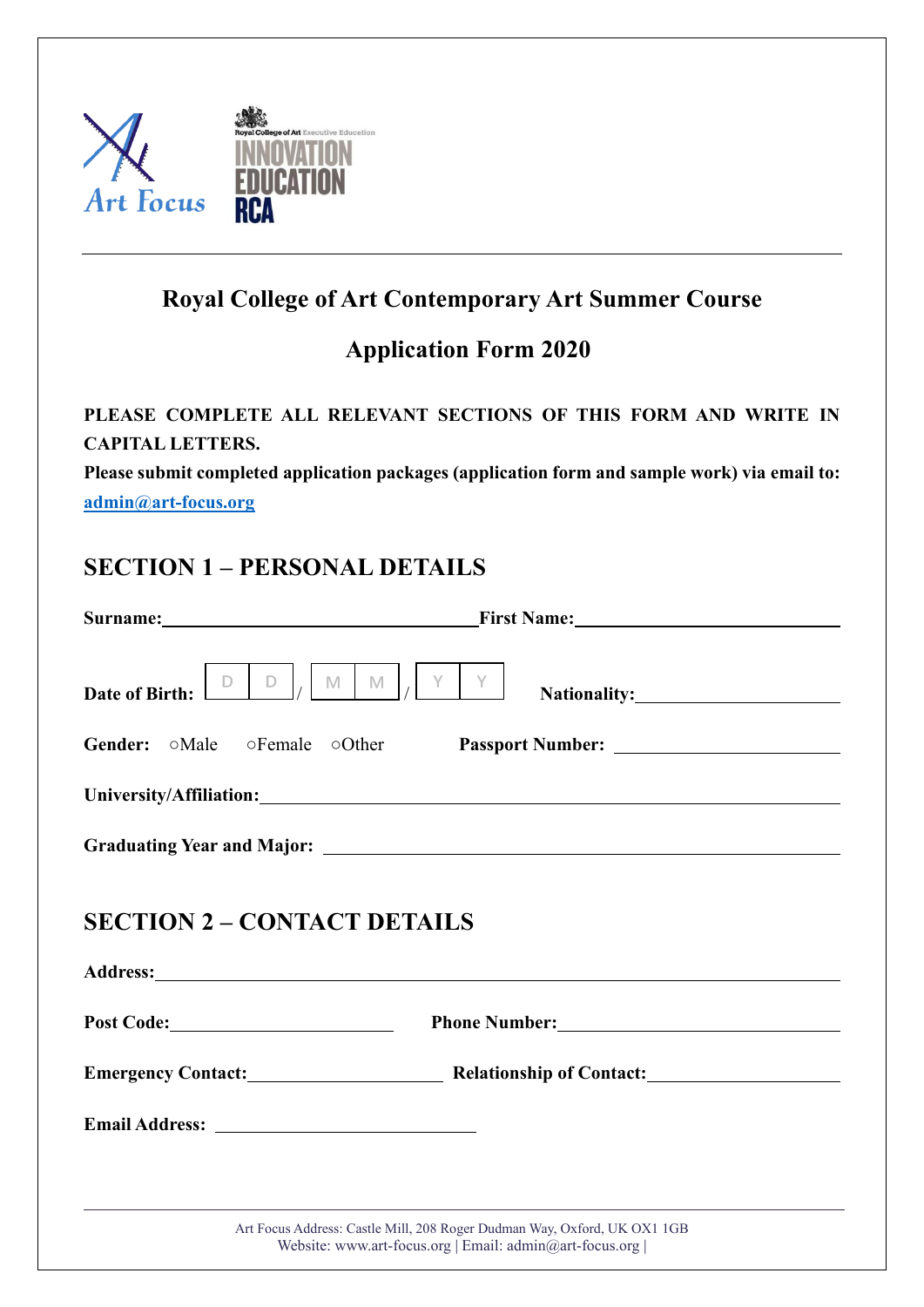# Royal College of Art Contemporary Art Summer Course

## Application Form 2020

**PLEASE COMPLETE ALL RELEVANT SECTIONS OF THIS FORM AND WRITE IN CAPITAL LETTERS.**

**Please submit completed application packages (application form and sample work) via email to: admin@art-focus.org**

## SECTION 1 – PERSONAL DETAILS

**Surname:** ______________________ **First Name:** ______________________

**Date of Birth:** D D / M M / Y Y **Nationality:** ______________________

**Gender:** ○Male ○Female ○Other **Passport Number:** ______________________

**University/Affiliation:** ______________________

**Graduating Year and Major:** ______________________

## SECTION 2 – CONTACT DETAILS

**Address:** ______________________

**Post Code:** ______________________ **Phone Number:** ______________________

**Emergency Contact:** ______________________ **Relationship of Contact:** ______________________

**Email Address:** ______________________

Art Focus Address: Castle Mill, 208 Roger Dudman Way, Oxford, UK OX1 1GB
Website: www.art-focus.org | Email: admin@art-focus.org |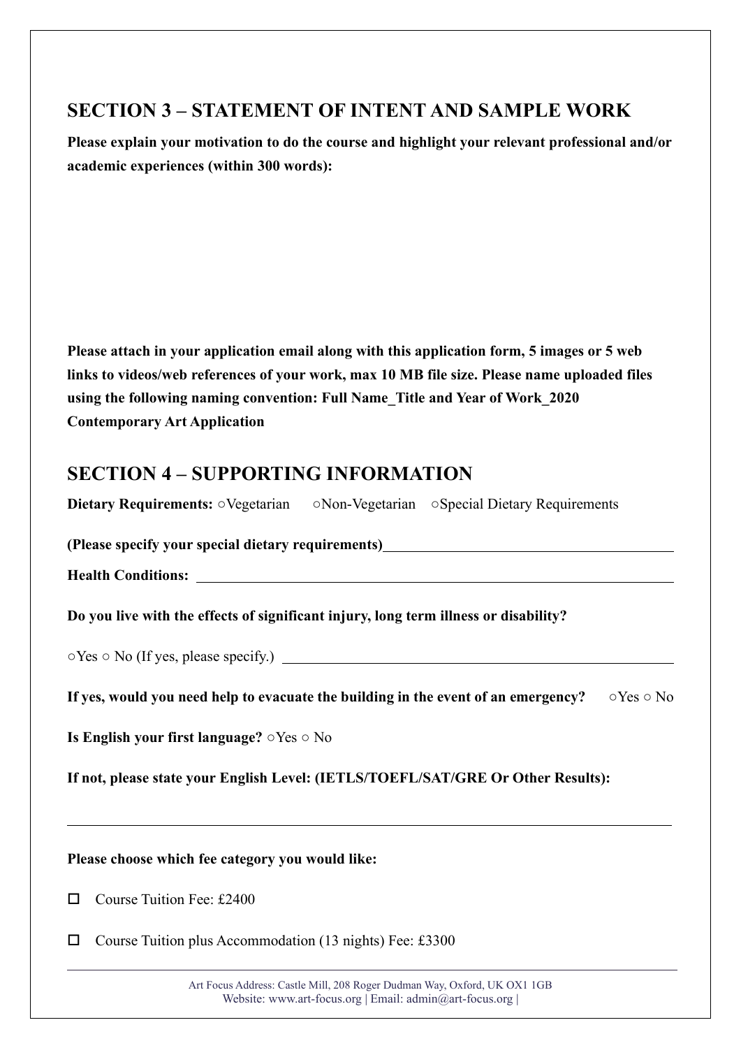## SECTION 3 – STATEMENT OF INTENT AND SAMPLE WORK

**Please explain your motivation to do the course and highlight your relevant professional and/or academic experiences (within 300 words):**

**Please attach in your application email along with this application form, 5 images or 5 web links to videos/web references of your work, max 10 MB file size. Please name uploaded files using the following naming convention: Full Name_Title and Year of Work_2020 Contemporary Art Application**

## SECTION 4 – SUPPORTING INFORMATION

**Dietary Requirements:** ○Vegetarian ○Non-Vegetarian ○Special Dietary Requirements

**(Please specify your special dietary requirements)**\_\_\_\_\_\_\_\_\_\_\_\_\_\_\_\_\_\_\_\_\_\_\_\_\_\_\_\_\_\_

**Health Conditions:** \_\_\_\_\_\_\_\_\_\_\_\_\_\_\_\_\_\_\_\_\_\_\_\_\_\_\_\_\_\_\_\_\_\_\_\_\_\_\_\_\_\_\_\_\_\_

**Do you live with the effects of significant injury, long term illness or disability?**

○Yes ○ No (If yes, please specify.) \_\_\_\_\_\_\_\_\_\_\_\_\_\_\_\_\_\_\_\_\_\_\_\_\_\_\_\_\_\_\_\_\_\_\_\_

**If yes, would you need help to evacuate the building in the event of an emergency?** ○Yes ○ No

**Is English your first language?** ○Yes ○ No

**If not, please state your English Level: (IETLS/TOEFL/SAT/GRE Or Other Results):**

\_\_\_\_\_\_\_\_\_\_\_\_\_\_\_\_\_\_\_\_\_\_\_\_\_\_\_\_\_\_\_\_\_\_\_\_\_\_\_\_\_\_\_\_\_\_\_\_\_\_\_\_\_\_\_\_\_\_\_\_\_\_\_\_

**Please choose which fee category you would like:**

- ☐ Course Tuition Fee: £2400
- ☐ Course Tuition plus Accommodation (13 nights) Fee: £3300

Art Focus Address: Castle Mill, 208 Roger Dudman Way, Oxford, UK OX1 1GB
Website: www.art-focus.org | Email: admin@art-focus.org |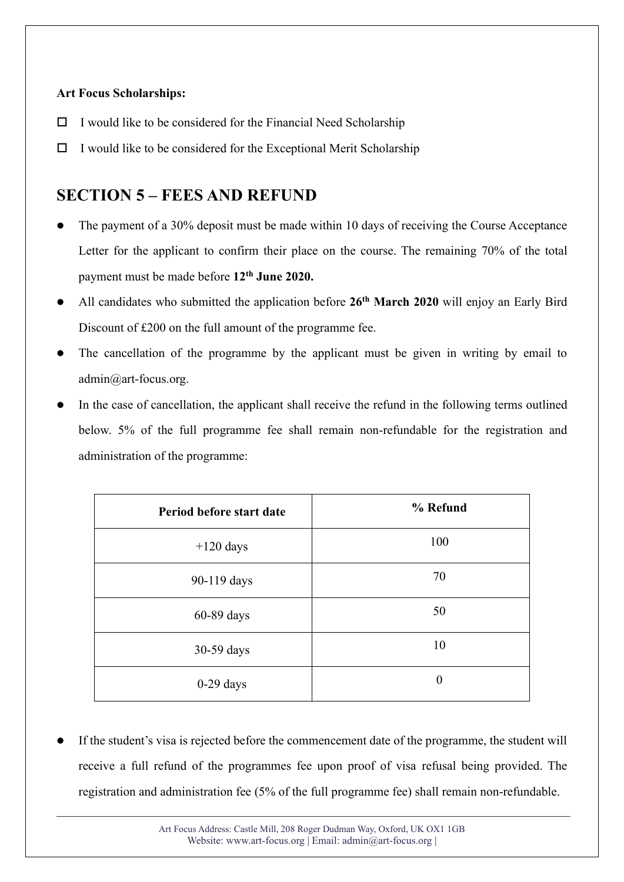**Art Focus Scholarships:**

- ☐ I would like to be considered for the Financial Need Scholarship
- ☐ I would like to be considered for the Exceptional Merit Scholarship

## SECTION 5 – FEES AND REFUND

- The payment of a 30% deposit must be made within 10 days of receiving the Course Acceptance Letter for the applicant to confirm their place on the course. The remaining 70% of the total payment must be made before **12th June 2020.**
- All candidates who submitted the application before **26th March 2020** will enjoy an Early Bird Discount of £200 on the full amount of the programme fee.
- The cancellation of the programme by the applicant must be given in writing by email to admin@art-focus.org.
- In the case of cancellation, the applicant shall receive the refund in the following terms outlined below. 5% of the full programme fee shall remain non-refundable for the registration and administration of the programme:

| Period before start date | % Refund |
|---|---|
| +120 days | 100 |
| 90-119 days | 70 |
| 60-89 days | 50 |
| 30-59 days | 10 |
| 0-29 days | 0 |

- If the student's visa is rejected before the commencement date of the programme, the student will receive a full refund of the programmes fee upon proof of visa refusal being provided. The registration and administration fee (5% of the full programme fee) shall remain non-refundable.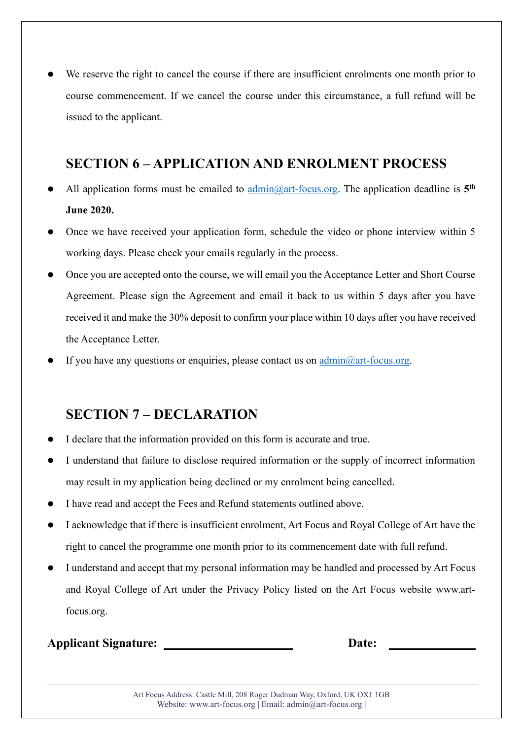- We reserve the right to cancel the course if there are insufficient enrolments one month prior to course commencement. If we cancel the course under this circumstance, a full refund will be issued to the applicant.

## SECTION 6 – APPLICATION AND ENROLMENT PROCESS

- All application forms must be emailed to admin@art-focus.org. The application deadline is **5th June 2020.**
- Once we have received your application form, schedule the video or phone interview within 5 working days. Please check your emails regularly in the process.
- Once you are accepted onto the course, we will email you the Acceptance Letter and Short Course Agreement. Please sign the Agreement and email it back to us within 5 days after you have received it and make the 30% deposit to confirm your place within 10 days after you have received the Acceptance Letter.
- If you have any questions or enquiries, please contact us on admin@art-focus.org.

## SECTION 7 – DECLARATION

- I declare that the information provided on this form is accurate and true.
- I understand that failure to disclose required information or the supply of incorrect information may result in my application being declined or my enrolment being cancelled.
- I have read and accept the Fees and Refund statements outlined above.
- I acknowledge that if there is insufficient enrolment, Art Focus and Royal College of Art have the right to cancel the programme one month prior to its commencement date with full refund.
- I understand and accept that my personal information may be handled and processed by Art Focus and Royal College of Art under the Privacy Policy listed on the Art Focus website www.art-focus.org.

**Applicant Signature:** ______________________ **Date:** ______________

Art Focus Address: Castle Mill, 208 Roger Dudman Way, Oxford, UK OX1 1GB
Website: www.art-focus.org | Email: admin@art-focus.org |